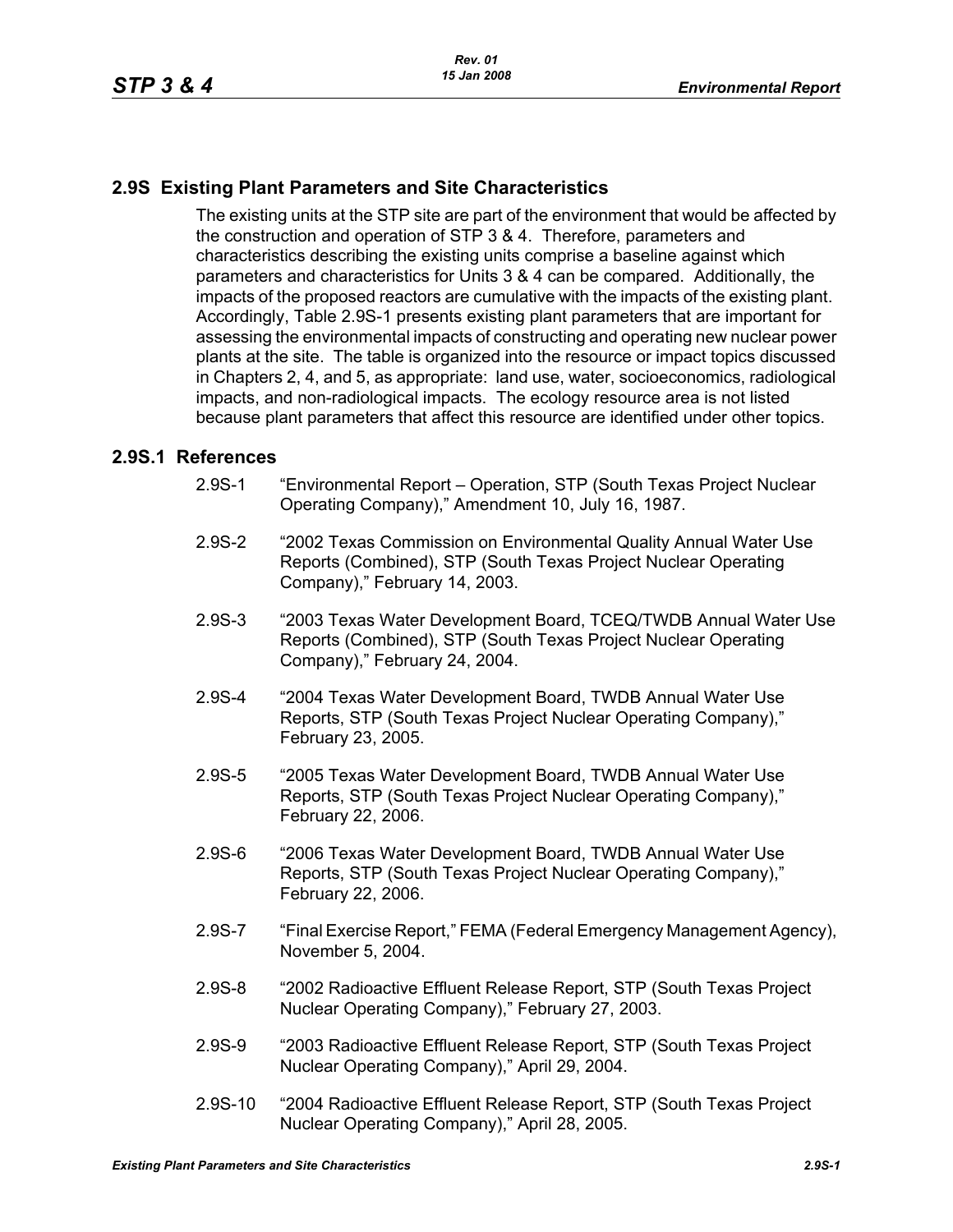## 2.9S Existing Plant Parameters and Site Characteristics

The existing units at the STP site are part of the environment that would be affected by the construction and operation of STP 3 & 4. Therefore, parameters and characteristics describing the existing units comprise a baseline against which parameters and characteristics for Units 3 & 4 can be compared. Additionally, the impacts of the proposed reactors are cumulative with the impacts of the existing plant. Accordingly, Table 2.9S-1 presents existing plant parameters that are important for assessing the environmental impacts of constructing and operating new nuclear power plants at the site. The table is organized into the resource or impact topics discussed in Chapters 2, 4, and 5, as appropriate: land use, water, socioeconomics, radiological impacts, and non-radiological impacts. The ecology resource area is not listed because plant parameters that affect this resource are identified under other topics.

### 2.9S.1 References

2.9S-1 "Environmental Report – Operation, STP (South Texas Project Nuclear Operating Company)," Amendment 10, July 16, 1987.

2.9S-2 "2002 Texas Commission on Environmental Quality Annual Water Use Reports (Combined), STP (South Texas Project Nuclear Operating Company)," February 14, 2003.

2.9S-3 "2003 Texas Water Development Board, TCEQ/TWDB Annual Water Use Reports (Combined), STP (South Texas Project Nuclear Operating Company)," February 24, 2004.

2.9S-4 "2004 Texas Water Development Board, TWDB Annual Water Use Reports, STP (South Texas Project Nuclear Operating Company)," February 23, 2005.

2.9S-5 "2005 Texas Water Development Board, TWDB Annual Water Use Reports, STP (South Texas Project Nuclear Operating Company)," February 22, 2006.

2.9S-6 "2006 Texas Water Development Board, TWDB Annual Water Use Reports, STP (South Texas Project Nuclear Operating Company)," February 22, 2006.

2.9S-7 "Final Exercise Report," FEMA (Federal Emergency Management Agency), November 5, 2004.

2.9S-8 "2002 Radioactive Effluent Release Report, STP (South Texas Project Nuclear Operating Company)," February 27, 2003.

2.9S-9 "2003 Radioactive Effluent Release Report, STP (South Texas Project Nuclear Operating Company)," April 29, 2004.

2.9S-10 "2004 Radioactive Effluent Release Report, STP (South Texas Project Nuclear Operating Company)," April 28, 2005.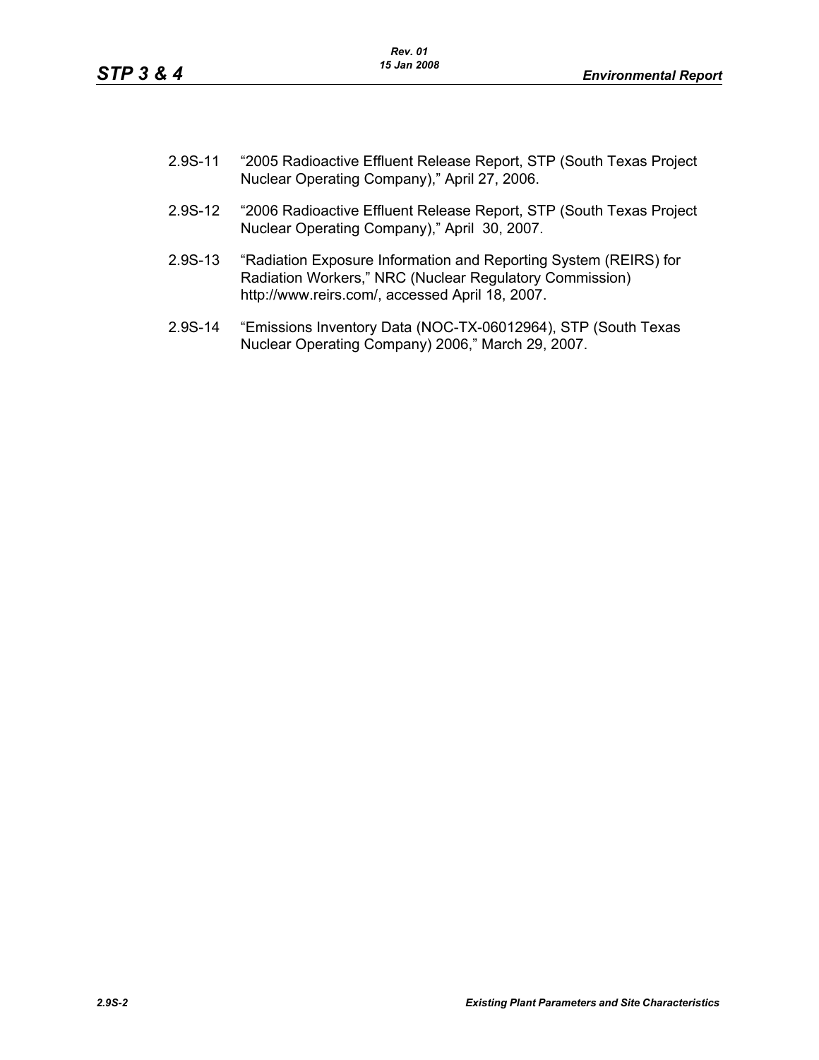2.9S-11 “2005 Radioactive Effluent Release Report, STP (South Texas Project Nuclear Operating Company),” April 27, 2006.

2.9S-12 “2006 Radioactive Effluent Release Report, STP (South Texas Project Nuclear Operating Company),” April 30, 2007.

2.9S-13 “Radiation Exposure Information and Reporting System (REIRS) for Radiation Workers,” NRC (Nuclear Regulatory Commission) http://www.reirs.com/, accessed April 18, 2007.

2.9S-14 “Emissions Inventory Data (NOC-TX-06012964), STP (South Texas Nuclear Operating Company) 2006,” March 29, 2007.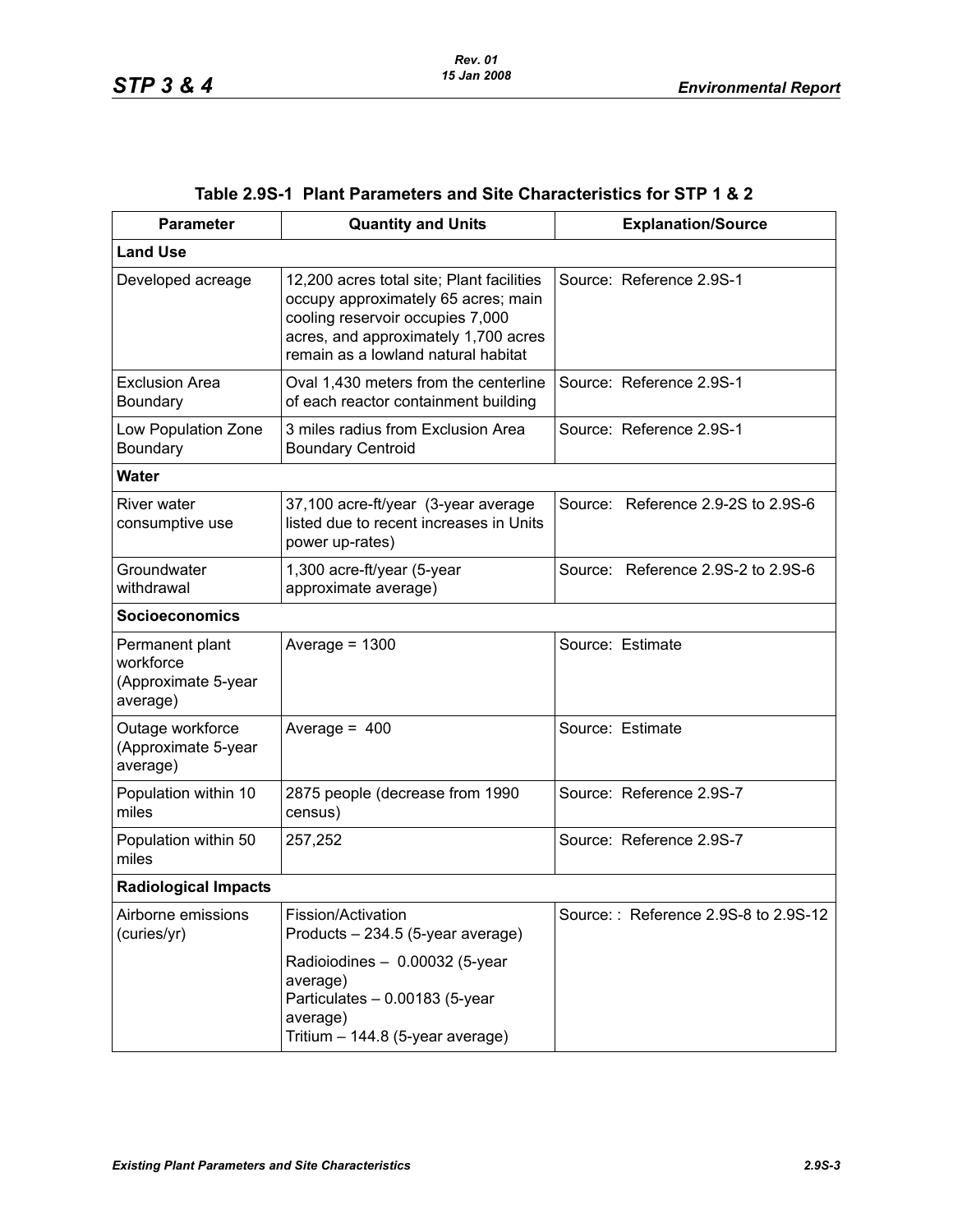**Table 2.9S-1 Plant Parameters and Site Characteristics for STP 1 & 2**

| Parameter | Quantity and Units | Explanation/Source |
|---|---|---|
| **Land Use** | | |
| Developed acreage | 12,200 acres total site; Plant facilities occupy approximately 65 acres; main cooling reservoir occupies 7,000 acres, and approximately 1,700 acres remain as a lowland natural habitat | Source: Reference 2.9S-1 |
| Exclusion Area Boundary | Oval 1,430 meters from the centerline of each reactor containment building | Source: Reference 2.9S-1 |
| Low Population Zone Boundary | 3 miles radius from Exclusion Area Boundary Centroid | Source: Reference 2.9S-1 |
| **Water** | | |
| River water consumptive use | 37,100 acre-ft/year (3-year average listed due to recent increases in Units power up-rates) | Source: Reference 2.9-2S to 2.9S-6 |
| Groundwater withdrawal | 1,300 acre-ft/year (5-year approximate average) | Source: Reference 2.9S-2 to 2.9S-6 |
| **Socioeconomics** | | |
| Permanent plant workforce (Approximate 5-year average) | Average = 1300 | Source: Estimate |
| Outage workforce (Approximate 5-year average) | Average = 400 | Source: Estimate |
| Population within 10 miles | 2875 people (decrease from 1990 census) | Source: Reference 2.9S-7 |
| Population within 50 miles | 257,252 | Source: Reference 2.9S-7 |
| **Radiological Impacts** | | |
| Airborne emissions (curies/yr) | Fission/Activation Products – 234.5 (5-year average)<br>Radioiodines – 0.00032 (5-year average)<br>Particulates – 0.00183 (5-year average)<br>Tritium – 144.8 (5-year average) | Source: : Reference 2.9S-8 to 2.9S-12 |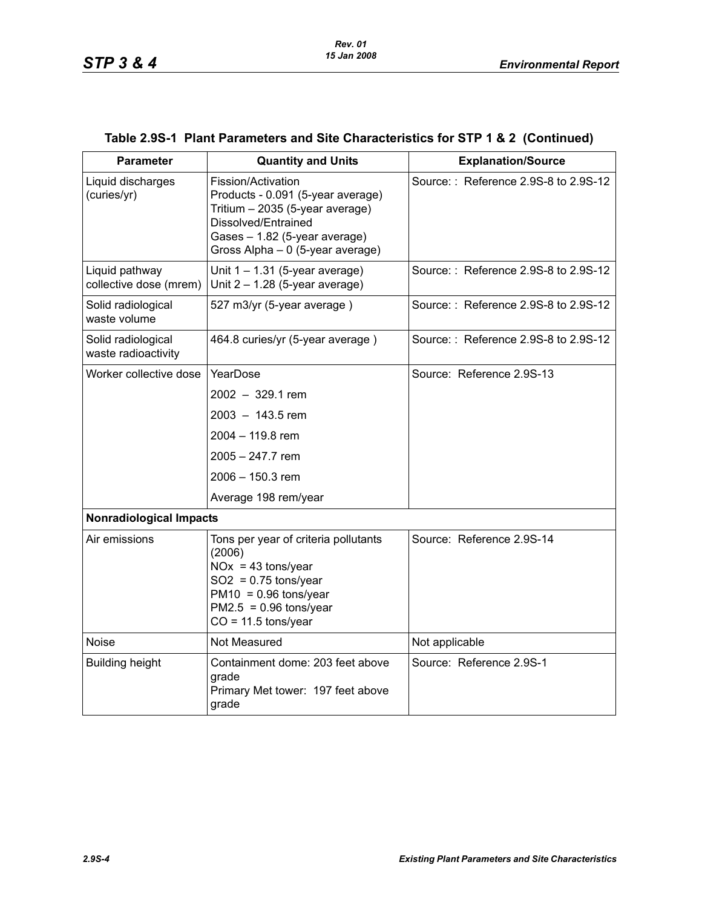**Table 2.9S-1 Plant Parameters and Site Characteristics for STP 1 & 2 (Continued)**

| Parameter | Quantity and Units | Explanation/Source |
|---|---|---|
| Liquid discharges (curies/yr) | Fission/Activation Products - 0.091 (5-year average)<br>Tritium – 2035 (5-year average)<br>Dissolved/Entrained Gases – 1.82 (5-year average)<br>Gross Alpha – 0 (5-year average) | Source: : Reference 2.9S-8 to 2.9S-12 |
| Liquid pathway collective dose (mrem) | Unit 1 – 1.31 (5-year average)<br>Unit 2 – 1.28 (5-year average) | Source: : Reference 2.9S-8 to 2.9S-12 |
| Solid radiological waste volume | 527 m3/yr (5-year average ) | Source: : Reference 2.9S-8 to 2.9S-12 |
| Solid radiological waste radioactivity | 464.8 curies/yr (5-year average ) | Source: : Reference 2.9S-8 to 2.9S-12 |
| Worker collective dose | YearDose<br>2002 – 329.1 rem<br>2003 – 143.5 rem<br>2004 – 119.8 rem<br>2005 – 247.7 rem<br>2006 – 150.3 rem<br>Average 198 rem/year | Source: Reference 2.9S-13 |
| **Nonradiological Impacts** | | |
| Air emissions | Tons per year of criteria pollutants (2006)<br>NOx = 43 tons/year<br>SO2 = 0.75 tons/year<br>PM10 = 0.96 tons/year<br>PM2.5 = 0.96 tons/year<br>CO = 11.5 tons/year | Source: Reference 2.9S-14 |
| Noise | Not Measured | Not applicable |
| Building height | Containment dome: 203 feet above grade<br>Primary Met tower: 197 feet above grade | Source: Reference 2.9S-1 |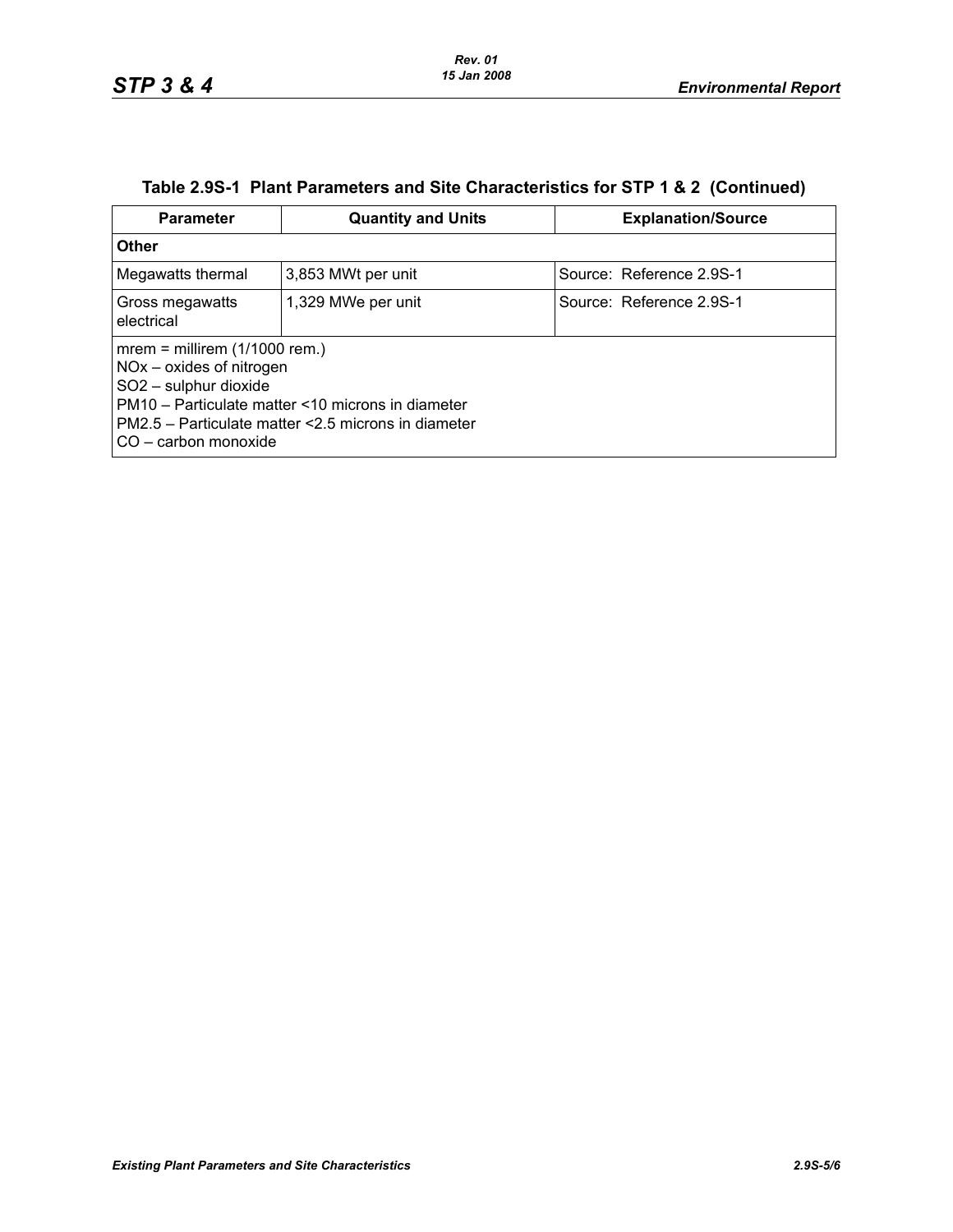### Table 2.9S-1 Plant Parameters and Site Characteristics for STP 1 & 2 (Continued)

| Parameter | Quantity and Units | Explanation/Source |
|---|---|---|
| **Other** | | |
| Megawatts thermal | 3,853 MWt per unit | Source: Reference 2.9S-1 |
| Gross megawatts electrical | 1,329 MWe per unit | Source: Reference 2.9S-1 |
| mrem = millirem (1/1000 rem.)<br>NOx – oxides of nitrogen<br>SO2 – sulphur dioxide<br>PM10 – Particulate matter <10 microns in diameter<br>PM2.5 – Particulate matter <2.5 microns in diameter<br>CO – carbon monoxide | | |